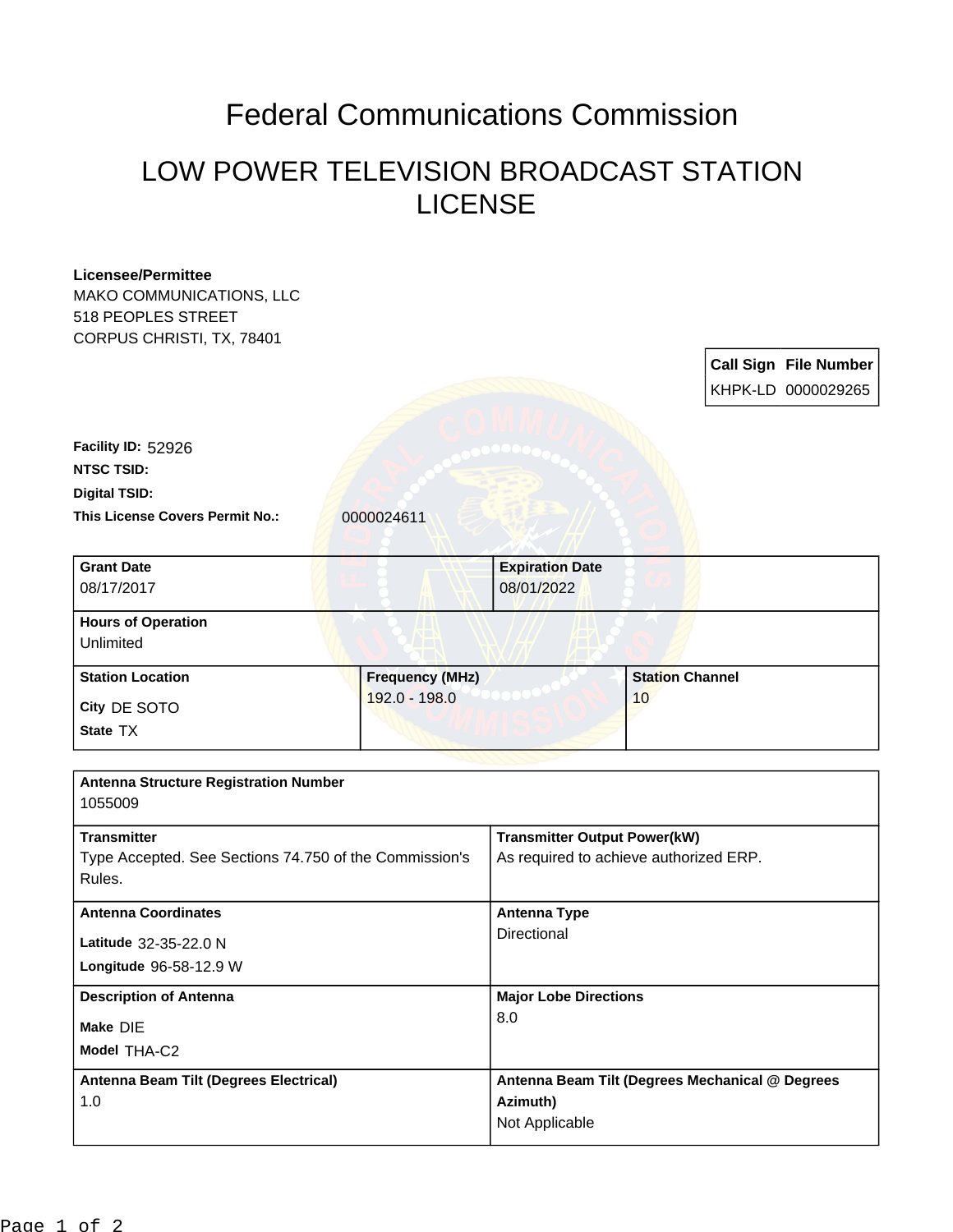# Federal Communications Commission

## LOW POWER TELEVISION BROADCAST STATION LICENSE

**Licensee/Permittee**
MAKO COMMUNICATIONS, LLC
518 PEOPLES STREET
CORPUS CHRISTI, TX, 78401

| Call Sign | File Number |
|---|---|
| KHPK-LD | 0000029265 |

**Facility ID:** 52926
**NTSC TSID:**
**Digital TSID:**
**This License Covers Permit No.:** 0000024611

| Grant Date | Expiration Date |
|---|---|
| 08/17/2017 | 08/01/2022 |

| Hours of Operation |
|---|
| Unlimited |

| Station Location | Frequency (MHz) | Station Channel |
|---|---|---|
| City DE SOTO<br>State TX | 192.0 - 198.0 | 10 |

| Antenna Structure Registration Number | |
|---|---|
| 1055009 | |
| **Transmitter**<br>Type Accepted. See Sections 74.750 of the Commission's Rules. | **Transmitter Output Power(kW)**<br>As required to achieve authorized ERP. |
| **Antenna Coordinates**<br>Latitude 32-35-22.0 N<br>Longitude 96-58-12.9 W | **Antenna Type**<br>Directional |
| **Description of Antenna**<br>Make DIE<br>Model THA-C2 | **Major Lobe Directions**<br>8.0 |
| **Antenna Beam Tilt (Degrees Electrical)**<br>1.0 | **Antenna Beam Tilt (Degrees Mechanical @ Degrees Azimuth)**<br>Not Applicable |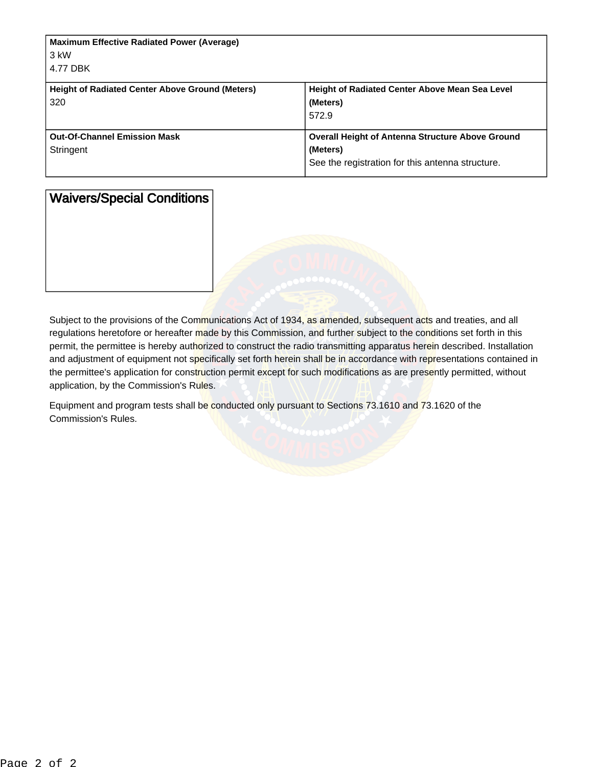| | |
|---|---|
| **Maximum Effective Radiated Power (Average)**<br>3 kW<br>4.77 DBK | |
| **Height of Radiated Center Above Ground (Meters)**<br>320 | **Height of Radiated Center Above Mean Sea Level (Meters)**<br>572.9 |
| **Out-Of-Channel Emission Mask**<br>Stringent | **Overall Height of Antenna Structure Above Ground (Meters)**<br>See the registration for this antenna structure. |

## Waivers/Special Conditions

Subject to the provisions of the Communications Act of 1934, as amended, subsequent acts and treaties, and all regulations heretofore or hereafter made by this Commission, and further subject to the conditions set forth in this permit, the permittee is hereby authorized to construct the radio transmitting apparatus herein described. Installation and adjustment of equipment not specifically set forth herein shall be in accordance with representations contained in the permittee's application for construction permit except for such modifications as are presently permitted, without application, by the Commission's Rules.

Equipment and program tests shall be conducted only pursuant to Sections 73.1610 and 73.1620 of the Commission's Rules.